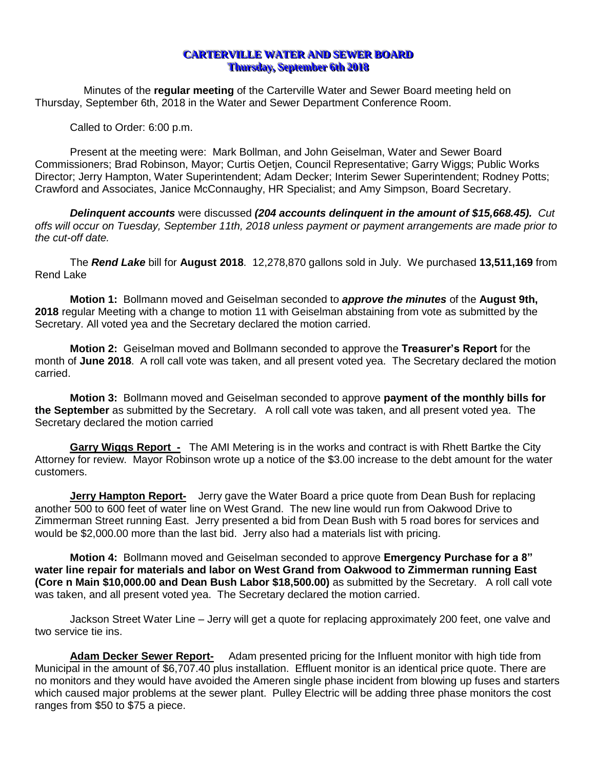# CARTERVILLE WATER AND SEWER BOARD
## Thursday, September 6th 2018

Minutes of the **regular meeting** of the Carterville Water and Sewer Board meeting held on Thursday, September 6th, 2018 in the Water and Sewer Department Conference Room.

Called to Order: 6:00 p.m.

Present at the meeting were: Mark Bollman, and John Geiselman, Water and Sewer Board Commissioners; Brad Robinson, Mayor; Curtis Oetjen, Council Representative; Garry Wiggs; Public Works Director; Jerry Hampton, Water Superintendent; Adam Decker; Interim Sewer Superintendent; Rodney Potts; Crawford and Associates, Janice McConnaughy, HR Specialist; and Amy Simpson, Board Secretary.

***Delinquent accounts*** were discussed ***(204 accounts delinquent in the amount of $15,668.45).*** *Cut offs will occur on Tuesday, September 11th, 2018 unless payment or payment arrangements are made prior to the cut-off date.*

The ***Rend Lake*** bill for **August 2018**. 12,278,870 gallons sold in July. We purchased **13,511,169** from Rend Lake

**Motion 1:** Bollmann moved and Geiselman seconded to ***approve the minutes*** of the **August 9th, 2018** regular Meeting with a change to motion 11 with Geiselman abstaining from vote as submitted by the Secretary. All voted yea and the Secretary declared the motion carried.

**Motion 2:** Geiselman moved and Bollmann seconded to approve the **Treasurer's Report** for the month of **June 2018**. A roll call vote was taken, and all present voted yea. The Secretary declared the motion carried.

**Motion 3:** Bollmann moved and Geiselman seconded to approve **payment of the monthly bills for the September** as submitted by the Secretary. A roll call vote was taken, and all present voted yea. The Secretary declared the motion carried

**Garry Wiggs Report -** The AMI Metering is in the works and contract is with Rhett Bartke the City Attorney for review. Mayor Robinson wrote up a notice of the $3.00 increase to the debt amount for the water customers.

**Jerry Hampton Report-** Jerry gave the Water Board a price quote from Dean Bush for replacing another 500 to 600 feet of water line on West Grand. The new line would run from Oakwood Drive to Zimmerman Street running East. Jerry presented a bid from Dean Bush with 5 road bores for services and would be $2,000.00 more than the last bid. Jerry also had a materials list with pricing.

**Motion 4:** Bollmann moved and Geiselman seconded to approve **Emergency Purchase for a 8" water line repair for materials and labor on West Grand from Oakwood to Zimmerman running East (Core n Main $10,000.00 and Dean Bush Labor $18,500.00)** as submitted by the Secretary. A roll call vote was taken, and all present voted yea. The Secretary declared the motion carried.

Jackson Street Water Line – Jerry will get a quote for replacing approximately 200 feet, one valve and two service tie ins.

**Adam Decker Sewer Report-** Adam presented pricing for the Influent monitor with high tide from Municipal in the amount of $6,707.40 plus installation. Effluent monitor is an identical price quote. There are no monitors and they would have avoided the Ameren single phase incident from blowing up fuses and starters which caused major problems at the sewer plant. Pulley Electric will be adding three phase monitors the cost ranges from $50 to $75 a piece.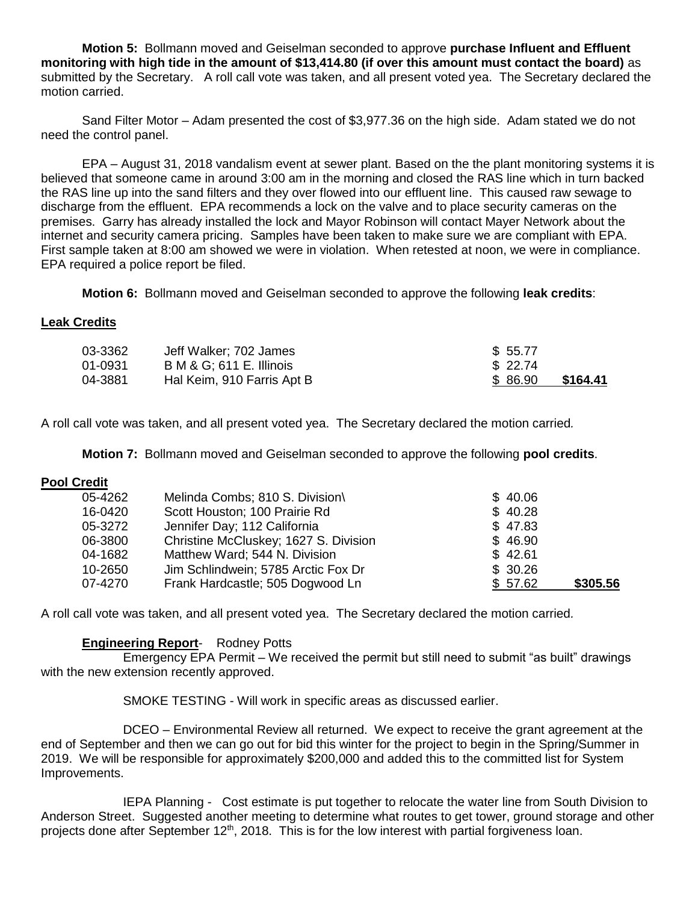**Motion 5:** Bollmann moved and Geiselman seconded to approve **purchase Influent and Effluent monitoring with high tide in the amount of $13,414.80 (if over this amount must contact the board)** as submitted by the Secretary. A roll call vote was taken, and all present voted yea. The Secretary declared the motion carried.

Sand Filter Motor – Adam presented the cost of $3,977.36 on the high side. Adam stated we do not need the control panel.

EPA – August 31, 2018 vandalism event at sewer plant. Based on the the plant monitoring systems it is believed that someone came in around 3:00 am in the morning and closed the RAS line which in turn backed the RAS line up into the sand filters and they over flowed into our effluent line. This caused raw sewage to discharge from the effluent. EPA recommends a lock on the valve and to place security cameras on the premises. Garry has already installed the lock and Mayor Robinson will contact Mayer Network about the internet and security camera pricing. Samples have been taken to make sure we are compliant with EPA. First sample taken at 8:00 am showed we were in violation. When retested at noon, we were in compliance. EPA required a police report be filed.

**Motion 6:** Bollmann moved and Geiselman seconded to approve the following **leak credits**:

**Leak Credits**

| | | | |
|---|---|---|---|
| 03-3362 | Jeff Walker; 702 James | $ 55.77 | |
| 01-0931 | B M & G; 611 E. Illinois | $ 22.74 | |
| 04-3881 | Hal Keim, 910 Farris Apt B | $ 86.90 | **$164.41** |

A roll call vote was taken, and all present voted yea. The Secretary declared the motion carried.

**Motion 7:** Bollmann moved and Geiselman seconded to approve the following **pool credits**.

**Pool Credit**

| | | | |
|---|---|---|---|
| 05-4262 | Melinda Combs; 810 S. Division\ | $ 40.06 | |
| 16-0420 | Scott Houston; 100 Prairie Rd | $ 40.28 | |
| 05-3272 | Jennifer Day; 112 California | $ 47.83 | |
| 06-3800 | Christine McCluskey; 1627 S. Division | $ 46.90 | |
| 04-1682 | Matthew Ward; 544 N. Division | $ 42.61 | |
| 10-2650 | Jim Schlindwein; 5785 Arctic Fox Dr | $ 30.26 | |
| 07-4270 | Frank Hardcastle; 505 Dogwood Ln | $ 57.62 | **$305.56** |

A roll call vote was taken, and all present voted yea. The Secretary declared the motion carried.

**Engineering Report**- Rodney Potts

Emergency EPA Permit – We received the permit but still need to submit "as built" drawings with the new extension recently approved.

SMOKE TESTING - Will work in specific areas as discussed earlier.

DCEO – Environmental Review all returned. We expect to receive the grant agreement at the end of September and then we can go out for bid this winter for the project to begin in the Spring/Summer in 2019. We will be responsible for approximately $200,000 and added this to the committed list for System Improvements.

IEPA Planning - Cost estimate is put together to relocate the water line from South Division to Anderson Street. Suggested another meeting to determine what routes to get tower, ground storage and other projects done after September 12th, 2018. This is for the low interest with partial forgiveness loan.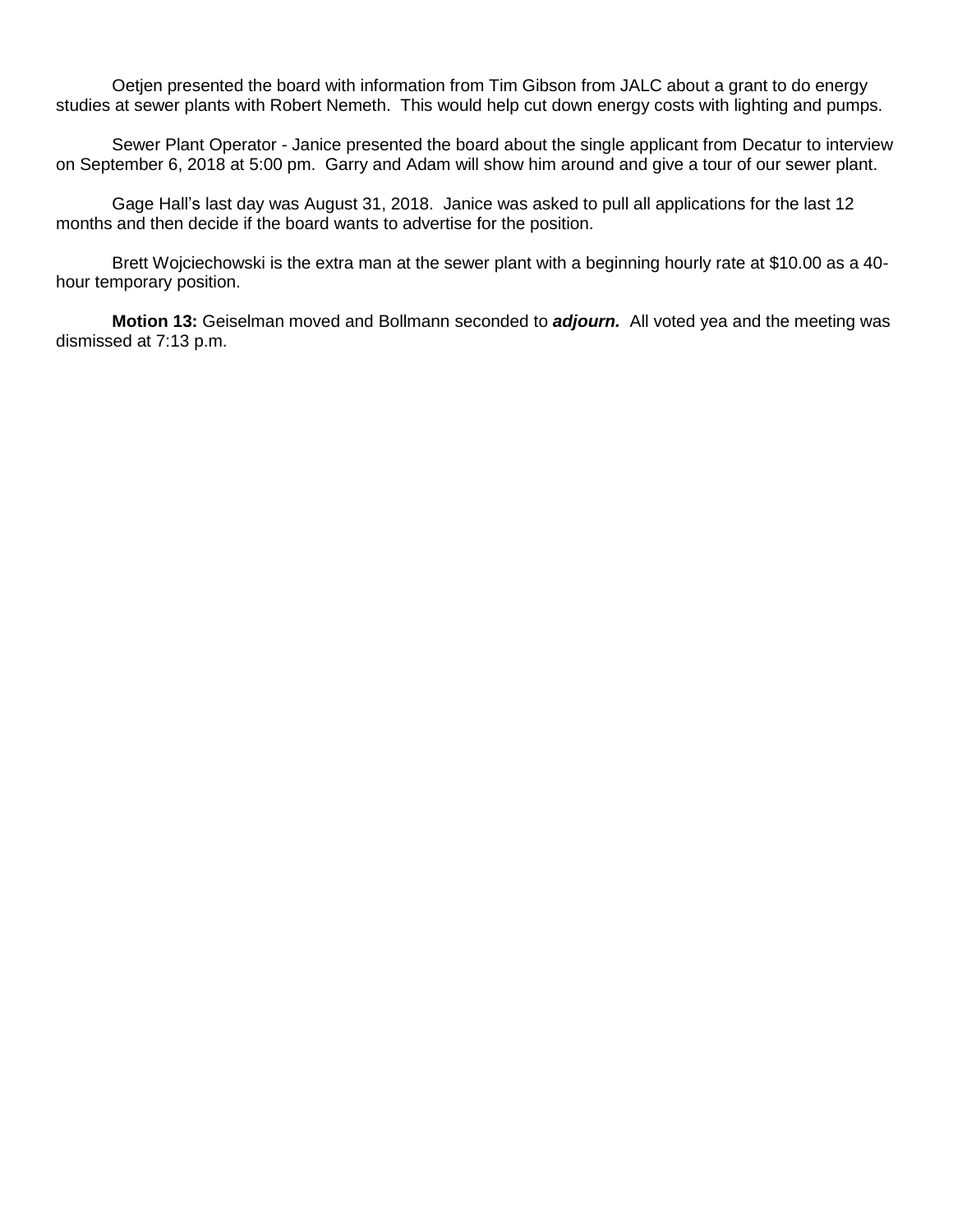Oetjen presented the board with information from Tim Gibson from JALC about a grant to do energy studies at sewer plants with Robert Nemeth. This would help cut down energy costs with lighting and pumps.

Sewer Plant Operator - Janice presented the board about the single applicant from Decatur to interview on September 6, 2018 at 5:00 pm. Garry and Adam will show him around and give a tour of our sewer plant.

Gage Hall's last day was August 31, 2018. Janice was asked to pull all applications for the last 12 months and then decide if the board wants to advertise for the position.

Brett Wojciechowski is the extra man at the sewer plant with a beginning hourly rate at $10.00 as a 40-hour temporary position.

**Motion 13:** Geiselman moved and Bollmann seconded to ***adjourn.*** All voted yea and the meeting was dismissed at 7:13 p.m.